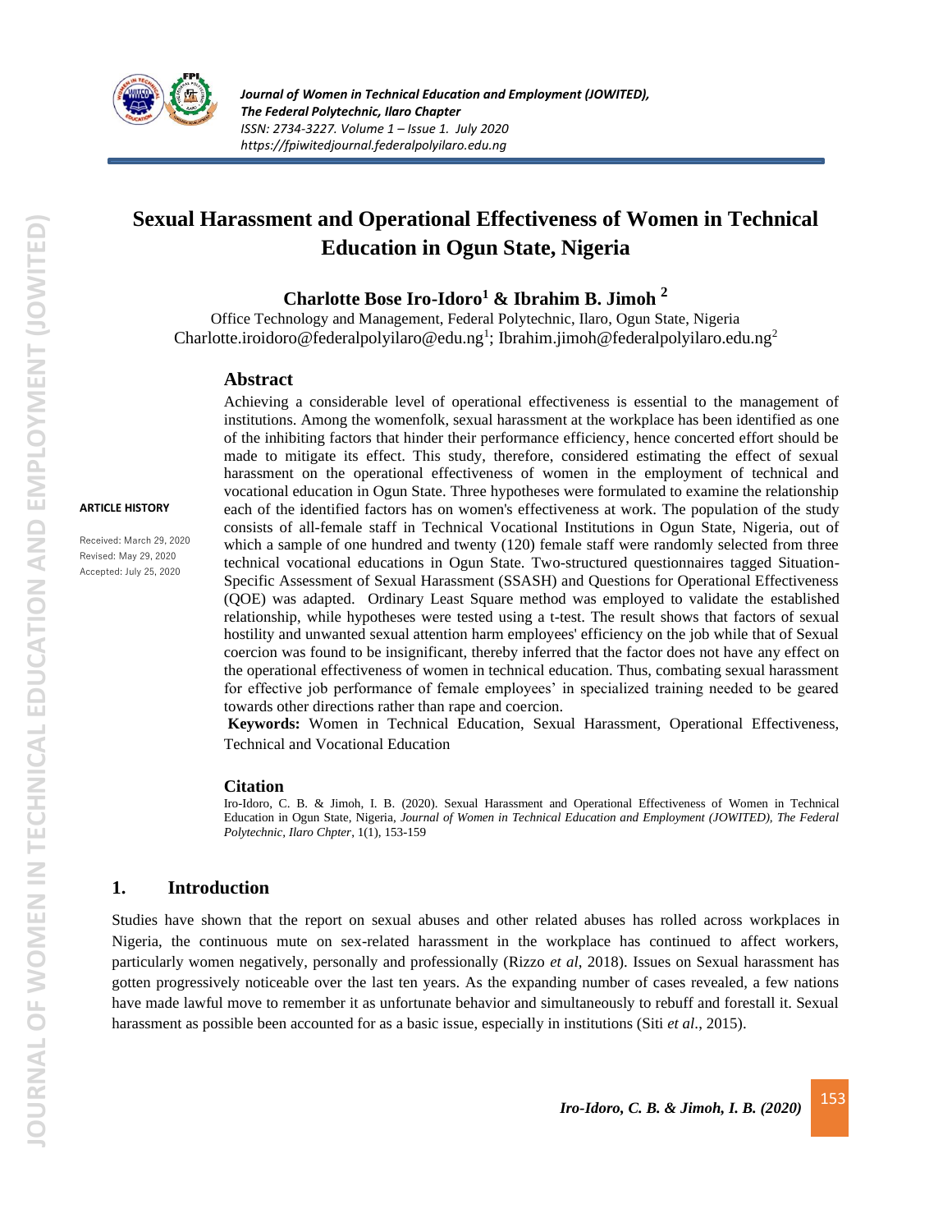# Sexual Harassment and Operational Effectiveness of Women in Technical Education in Ogun State, Nigeria

**Charlotte Bose Iro-Idoro[1] & Ibrahim B. Jimoh [2]**

Office Technology and Management, Federal Polytechnic, Ilaro, Ogun State, Nigeria
Charlotte.iroidoro@federalpolyilaro@edu.ng[1]; Ibrahim.jimoh@federalpolyilaro.edu.ng[2]

**ARTICLE HISTORY**

Received: March 29, 2020
Revised: May 29, 2020
Accepted: July 25, 2020

## Abstract

Achieving a considerable level of operational effectiveness is essential to the management of institutions. Among the womenfolk, sexual harassment at the workplace has been identified as one of the inhibiting factors that hinder their performance efficiency, hence concerted effort should be made to mitigate its effect. This study, therefore, considered estimating the effect of sexual harassment on the operational effectiveness of women in the employment of technical and vocational education in Ogun State. Three hypotheses were formulated to examine the relationship each of the identified factors has on women's effectiveness at work. The population of the study consists of all-female staff in Technical Vocational Institutions in Ogun State, Nigeria, out of which a sample of one hundred and twenty (120) female staff were randomly selected from three technical vocational educations in Ogun State. Two-structured questionnaires tagged Situation-Specific Assessment of Sexual Harassment (SSASH) and Questions for Operational Effectiveness (QOE) was adapted. Ordinary Least Square method was employed to validate the established relationship, while hypotheses were tested using a t-test. The result shows that factors of sexual hostility and unwanted sexual attention harm employees' efficiency on the job while that of Sexual coercion was found to be insignificant, thereby inferred that the factor does not have any effect on the operational effectiveness of women in technical education. Thus, combating sexual harassment for effective job performance of female employees' in specialized training needed to be geared towards other directions rather than rape and coercion.

**Keywords:** Women in Technical Education, Sexual Harassment, Operational Effectiveness, Technical and Vocational Education

### Citation

Iro-Idoro, C. B. & Jimoh, I. B. (2020). Sexual Harassment and Operational Effectiveness of Women in Technical Education in Ogun State, Nigeria, *Journal of Women in Technical Education and Employment (JOWITED), The Federal Polytechnic, Ilaro Chpter*, 1(1), 153-159

## 1. Introduction

Studies have shown that the report on sexual abuses and other related abuses has rolled across workplaces in Nigeria, the continuous mute on sex-related harassment in the workplace has continued to affect workers, particularly women negatively, personally and professionally (Rizzo *et al*, 2018). Issues on Sexual harassment has gotten progressively noticeable over the last ten years. As the expanding number of cases revealed, a few nations have made lawful move to remember it as unfortunate behavior and simultaneously to rebuff and forestall it. Sexual harassment as possible been accounted for as a basic issue, especially in institutions (Siti *et al*., 2015).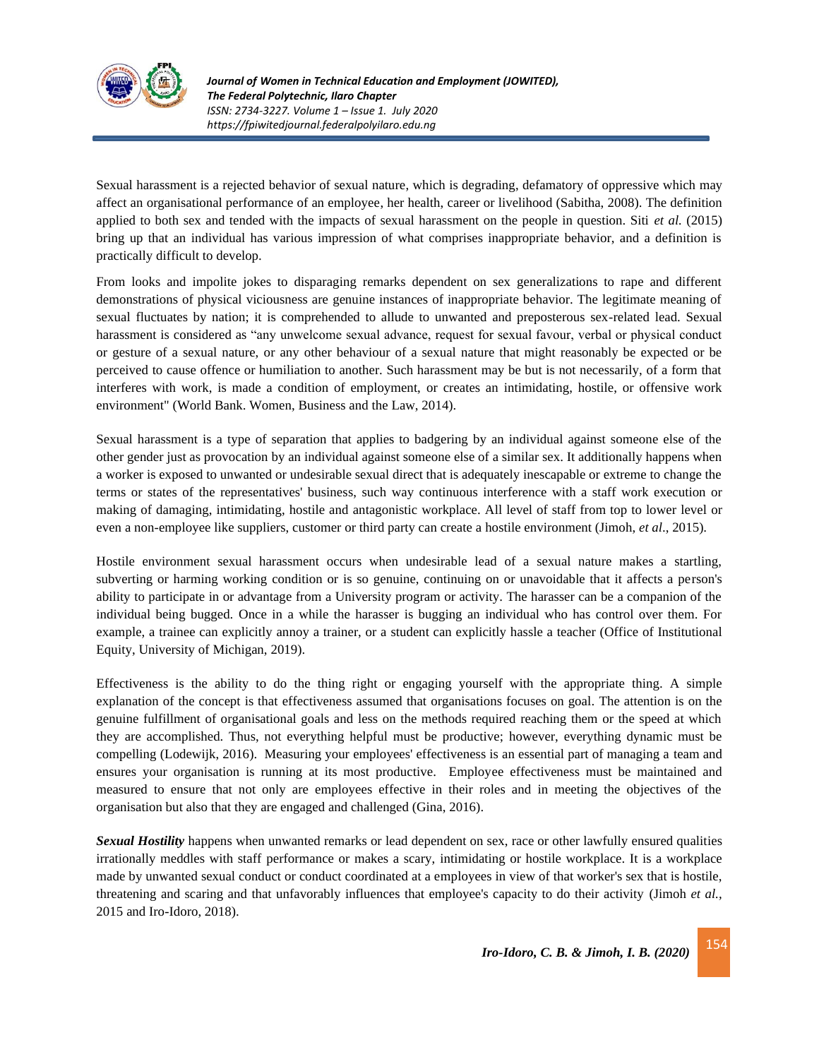Sexual harassment is a rejected behavior of sexual nature, which is degrading, defamatory of oppressive which may affect an organisational performance of an employee, her health, career or livelihood (Sabitha, 2008). The definition applied to both sex and tended with the impacts of sexual harassment on the people in question. Siti *et al.* (2015) bring up that an individual has various impression of what comprises inappropriate behavior, and a definition is practically difficult to develop.

From looks and impolite jokes to disparaging remarks dependent on sex generalizations to rape and different demonstrations of physical viciousness are genuine instances of inappropriate behavior. The legitimate meaning of sexual fluctuates by nation; it is comprehended to allude to unwanted and preposterous sex-related lead. Sexual harassment is considered as "any unwelcome sexual advance, request for sexual favour, verbal or physical conduct or gesture of a sexual nature, or any other behaviour of a sexual nature that might reasonably be expected or be perceived to cause offence or humiliation to another. Such harassment may be but is not necessarily, of a form that interferes with work, is made a condition of employment, or creates an intimidating, hostile, or offensive work environment" (World Bank. Women, Business and the Law, 2014).

Sexual harassment is a type of separation that applies to badgering by an individual against someone else of the other gender just as provocation by an individual against someone else of a similar sex. It additionally happens when a worker is exposed to unwanted or undesirable sexual direct that is adequately inescapable or extreme to change the terms or states of the representatives' business, such way continuous interference with a staff work execution or making of damaging, intimidating, hostile and antagonistic workplace. All level of staff from top to lower level or even a non-employee like suppliers, customer or third party can create a hostile environment (Jimoh, *et al*., 2015).

Hostile environment sexual harassment occurs when undesirable lead of a sexual nature makes a startling, subverting or harming working condition or is so genuine, continuing on or unavoidable that it affects a person's ability to participate in or advantage from a University program or activity. The harasser can be a companion of the individual being bugged. Once in a while the harasser is bugging an individual who has control over them. For example, a trainee can explicitly annoy a trainer, or a student can explicitly hassle a teacher (Office of Institutional Equity, University of Michigan, 2019).

Effectiveness is the ability to do the thing right or engaging yourself with the appropriate thing. A simple explanation of the concept is that effectiveness assumed that organisations focuses on goal. The attention is on the genuine fulfillment of organisational goals and less on the methods required reaching them or the speed at which they are accomplished. Thus, not everything helpful must be productive; however, everything dynamic must be compelling (Lodewijk, 2016). Measuring your employees' effectiveness is an essential part of managing a team and ensures your organisation is running at its most productive. Employee effectiveness must be maintained and measured to ensure that not only are employees effective in their roles and in meeting the objectives of the organisation but also that they are engaged and challenged (Gina, 2016).

***Sexual Hostility*** happens when unwanted remarks or lead dependent on sex, race or other lawfully ensured qualities irrationally meddles with staff performance or makes a scary, intimidating or hostile workplace. It is a workplace made by unwanted sexual conduct or conduct coordinated at a employees in view of that worker's sex that is hostile, threatening and scaring and that unfavorably influences that employee's capacity to do their activity (Jimoh *et al.,* 2015 and Iro-Idoro, 2018).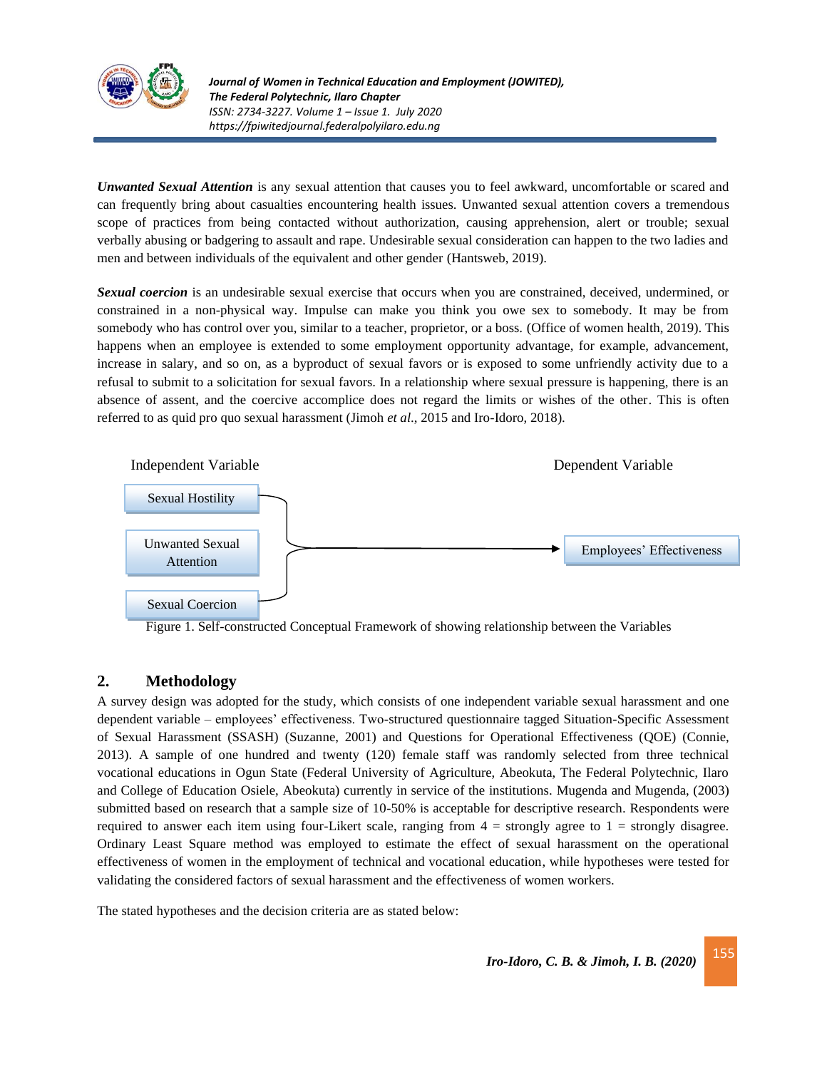***Unwanted Sexual Attention*** is any sexual attention that causes you to feel awkward, uncomfortable or scared and can frequently bring about casualties encountering health issues. Unwanted sexual attention covers a tremendous scope of practices from being contacted without authorization, causing apprehension, alert or trouble; sexual verbally abusing or badgering to assault and rape. Undesirable sexual consideration can happen to the two ladies and men and between individuals of the equivalent and other gender (Hantsweb, 2019).

***Sexual coercion*** is an undesirable sexual exercise that occurs when you are constrained, deceived, undermined, or constrained in a non-physical way. Impulse can make you think you owe sex to somebody. It may be from somebody who has control over you, similar to a teacher, proprietor, or a boss. (Office of women health, 2019). This happens when an employee is extended to some employment opportunity advantage, for example, advancement, increase in salary, and so on, as a byproduct of sexual favors or is exposed to some unfriendly activity due to a refusal to submit to a solicitation for sexual favors. In a relationship where sexual pressure is happening, there is an absence of assent, and the coercive accomplice does not regard the limits or wishes of the other. This is often referred to as quid pro quo sexual harassment (Jimoh *et al*., 2015 and Iro-Idoro, 2018).

Independent Variable: Sexual Hostility; Unwanted Sexual Attention; Sexual Coercion → Dependent Variable: Employees' Effectiveness

Figure 1. Self-constructed Conceptual Framework of showing relationship between the Variables

## 2. Methodology

A survey design was adopted for the study, which consists of one independent variable sexual harassment and one dependent variable – employees' effectiveness. Two-structured questionnaire tagged Situation-Specific Assessment of Sexual Harassment (SSASH) (Suzanne, 2001) and Questions for Operational Effectiveness (QOE) (Connie, 2013). A sample of one hundred and twenty (120) female staff was randomly selected from three technical vocational educations in Ogun State (Federal University of Agriculture, Abeokuta, The Federal Polytechnic, Ilaro and College of Education Osiele, Abeokuta) currently in service of the institutions. Mugenda and Mugenda, (2003) submitted based on research that a sample size of 10-50% is acceptable for descriptive research. Respondents were required to answer each item using four-Likert scale, ranging from 4 = strongly agree to 1 = strongly disagree. Ordinary Least Square method was employed to estimate the effect of sexual harassment on the operational effectiveness of women in the employment of technical and vocational education, while hypotheses were tested for validating the considered factors of sexual harassment and the effectiveness of women workers.

The stated hypotheses and the decision criteria are as stated below: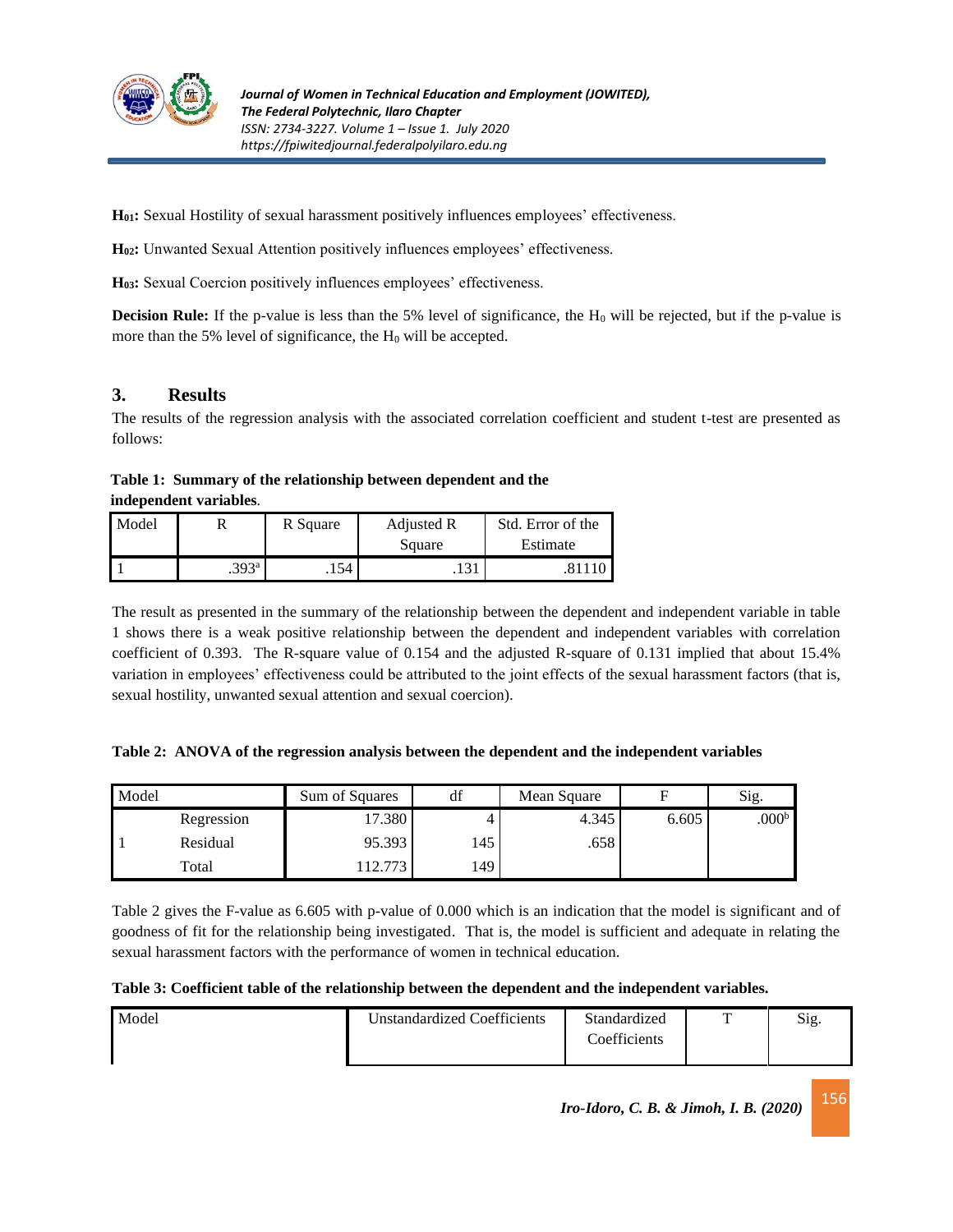**$H_{01}$:** Sexual Hostility of sexual harassment positively influences employees' effectiveness.

**$H_{02}$:** Unwanted Sexual Attention positively influences employees' effectiveness.

**$H_{03}$:** Sexual Coercion positively influences employees' effectiveness.

**Decision Rule:** If the p-value is less than the 5% level of significance, the $H_0$ will be rejected, but if the p-value is more than the 5% level of significance, the $H_0$ will be accepted.

## 3. Results

The results of the regression analysis with the associated correlation coefficient and student t-test are presented as follows:

**Table 1: Summary of the relationship between dependent and the independent variables**.

| Model | R | R Square | Adjusted R Square | Std. Error of the Estimate |
|---|---|---|---|---|
| 1 | .393[a] | .154 | .131 | .81110 |

The result as presented in the summary of the relationship between the dependent and independent variable in table 1 shows there is a weak positive relationship between the dependent and independent variables with correlation coefficient of 0.393. The R-square value of 0.154 and the adjusted R-square of 0.131 implied that about 15.4% variation in employees' effectiveness could be attributed to the joint effects of the sexual harassment factors (that is, sexual hostility, unwanted sexual attention and sexual coercion).

**Table 2: ANOVA of the regression analysis between the dependent and the independent variables**

| Model | | Sum of Squares | df | Mean Square | F | Sig. |
|---|---|---|---|---|---|---|
| 1 | Regression | 17.380 | 4 | 4.345 | 6.605 | .000[b] |
| | Residual | 95.393 | 145 | .658 | | |
| | Total | 112.773 | 149 | | | |

Table 2 gives the F-value as 6.605 with p-value of 0.000 which is an indication that the model is significant and of goodness of fit for the relationship being investigated. That is, the model is sufficient and adequate in relating the sexual harassment factors with the performance of women in technical education.

**Table 3: Coefficient table of the relationship between the dependent and the independent variables.**

| Model | Unstandardized Coefficients | Standardized Coefficients | T | Sig. |
|---|---|---|---|---|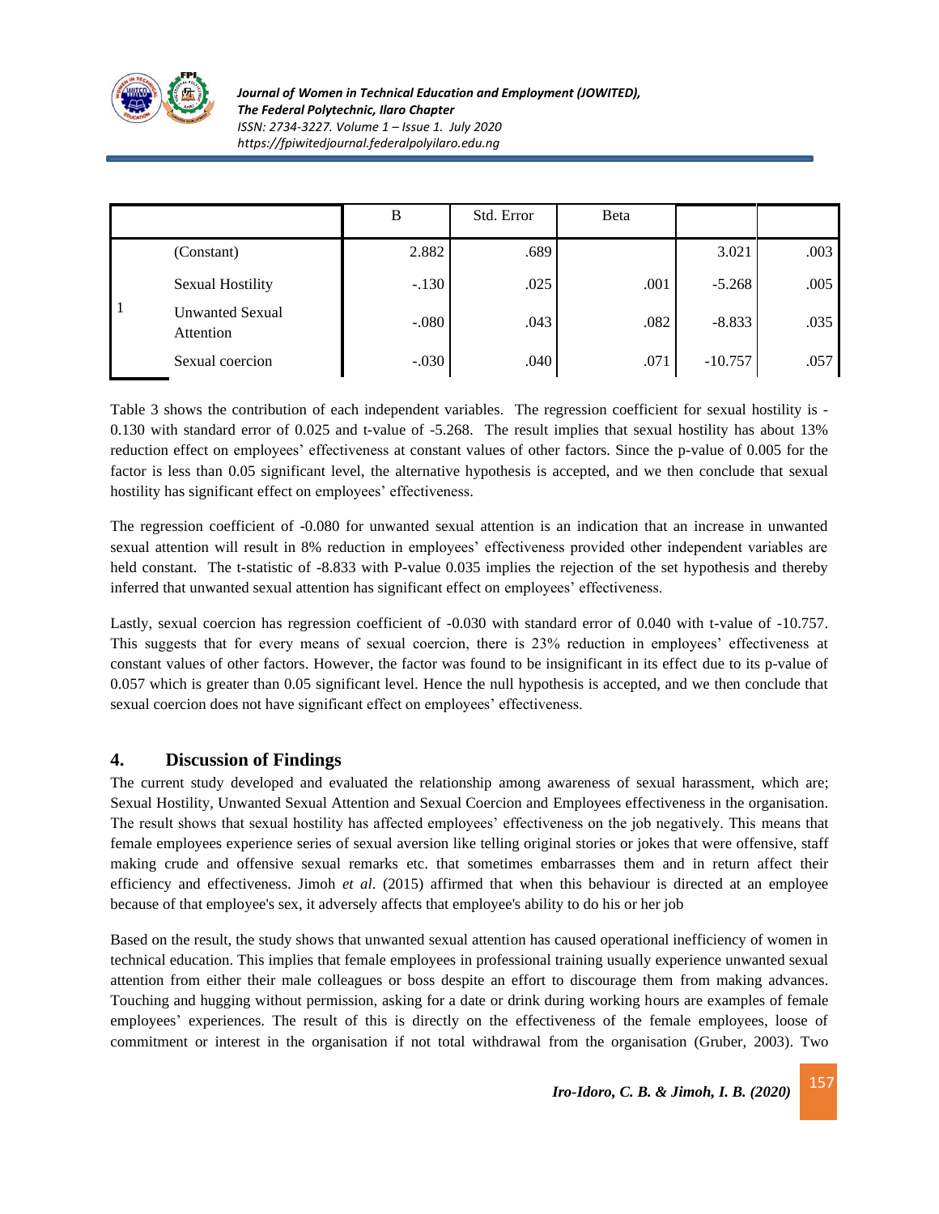| | | B | Std. Error | Beta | | |
|---|---|---|---|---|---|---|
| 1 | (Constant) | 2.882 | .689 | | 3.021 | .003 |
| | Sexual Hostility | -.130 | .025 | .001 | -5.268 | .005 |
| | Unwanted Sexual Attention | -.080 | .043 | .082 | -8.833 | .035 |
| | Sexual coercion | -.030 | .040 | .071 | -10.757 | .057 |

Table 3 shows the contribution of each independent variables. The regression coefficient for sexual hostility is -0.130 with standard error of 0.025 and t-value of -5.268. The result implies that sexual hostility has about 13% reduction effect on employees' effectiveness at constant values of other factors. Since the p-value of 0.005 for the factor is less than 0.05 significant level, the alternative hypothesis is accepted, and we then conclude that sexual hostility has significant effect on employees' effectiveness.

The regression coefficient of -0.080 for unwanted sexual attention is an indication that an increase in unwanted sexual attention will result in 8% reduction in employees' effectiveness provided other independent variables are held constant. The t-statistic of -8.833 with P-value 0.035 implies the rejection of the set hypothesis and thereby inferred that unwanted sexual attention has significant effect on employees' effectiveness.

Lastly, sexual coercion has regression coefficient of -0.030 with standard error of 0.040 with t-value of -10.757. This suggests that for every means of sexual coercion, there is 23% reduction in employees' effectiveness at constant values of other factors. However, the factor was found to be insignificant in its effect due to its p-value of 0.057 which is greater than 0.05 significant level. Hence the null hypothesis is accepted, and we then conclude that sexual coercion does not have significant effect on employees' effectiveness.

## 4. Discussion of Findings

The current study developed and evaluated the relationship among awareness of sexual harassment, which are; Sexual Hostility, Unwanted Sexual Attention and Sexual Coercion and Employees effectiveness in the organisation. The result shows that sexual hostility has affected employees' effectiveness on the job negatively. This means that female employees experience series of sexual aversion like telling original stories or jokes that were offensive, staff making crude and offensive sexual remarks etc. that sometimes embarrasses them and in return affect their efficiency and effectiveness. Jimoh *et al*. (2015) affirmed that when this behaviour is directed at an employee because of that employee's sex, it adversely affects that employee's ability to do his or her job

Based on the result, the study shows that unwanted sexual attention has caused operational inefficiency of women in technical education. This implies that female employees in professional training usually experience unwanted sexual attention from either their male colleagues or boss despite an effort to discourage them from making advances. Touching and hugging without permission, asking for a date or drink during working hours are examples of female employees' experiences. The result of this is directly on the effectiveness of the female employees, loose of commitment or interest in the organisation if not total withdrawal from the organisation (Gruber, 2003). Two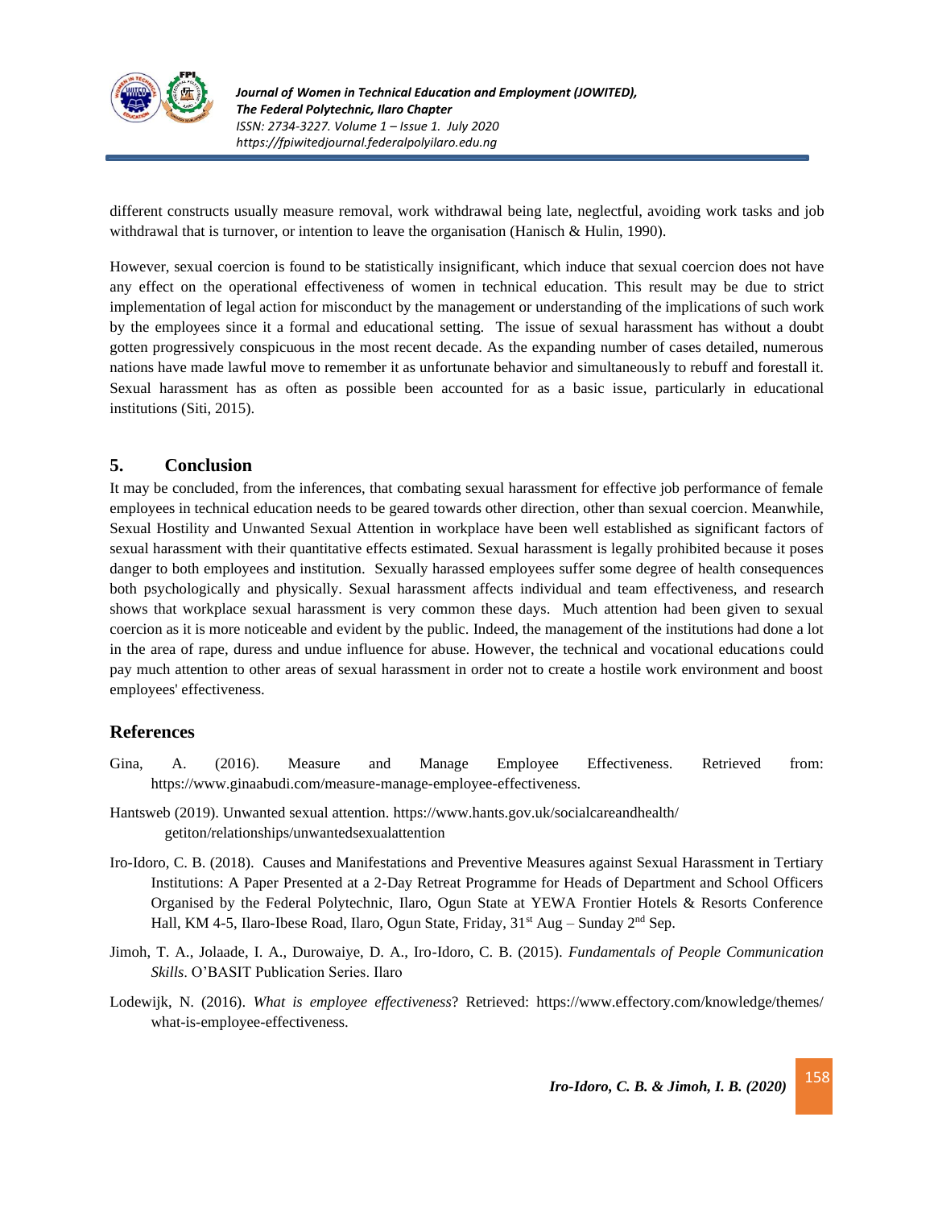different constructs usually measure removal, work withdrawal being late, neglectful, avoiding work tasks and job withdrawal that is turnover, or intention to leave the organisation (Hanisch & Hulin, 1990).

However, sexual coercion is found to be statistically insignificant, which induce that sexual coercion does not have any effect on the operational effectiveness of women in technical education. This result may be due to strict implementation of legal action for misconduct by the management or understanding of the implications of such work by the employees since it a formal and educational setting. The issue of sexual harassment has without a doubt gotten progressively conspicuous in the most recent decade. As the expanding number of cases detailed, numerous nations have made lawful move to remember it as unfortunate behavior and simultaneously to rebuff and forestall it. Sexual harassment has as often as possible been accounted for as a basic issue, particularly in educational institutions (Siti, 2015).

## 5. Conclusion

It may be concluded, from the inferences, that combating sexual harassment for effective job performance of female employees in technical education needs to be geared towards other direction, other than sexual coercion. Meanwhile, Sexual Hostility and Unwanted Sexual Attention in workplace have been well established as significant factors of sexual harassment with their quantitative effects estimated. Sexual harassment is legally prohibited because it poses danger to both employees and institution. Sexually harassed employees suffer some degree of health consequences both psychologically and physically. Sexual harassment affects individual and team effectiveness, and research shows that workplace sexual harassment is very common these days. Much attention had been given to sexual coercion as it is more noticeable and evident by the public. Indeed, the management of the institutions had done a lot in the area of rape, duress and undue influence for abuse. However, the technical and vocational educations could pay much attention to other areas of sexual harassment in order not to create a hostile work environment and boost employees' effectiveness.

## References

Gina, A. (2016). Measure and Manage Employee Effectiveness. Retrieved from: https://www.ginaabudi.com/measure-manage-employee-effectiveness.

Hantsweb (2019). Unwanted sexual attention. https://www.hants.gov.uk/socialcareandhealth/getiton/relationships/unwantedsexualattention

Iro-Idoro, C. B. (2018). Causes and Manifestations and Preventive Measures against Sexual Harassment in Tertiary Institutions: A Paper Presented at a 2-Day Retreat Programme for Heads of Department and School Officers Organised by the Federal Polytechnic, Ilaro, Ogun State at YEWA Frontier Hotels & Resorts Conference Hall, KM 4-5, Ilaro-Ibese Road, Ilaro, Ogun State, Friday, 31st Aug – Sunday 2nd Sep.

Jimoh, T. A., Jolaade, I. A., Durowaiye, D. A., Iro-Idoro, C. B. (2015). *Fundamentals of People Communication Skills*. O'BASIT Publication Series. Ilaro

Lodewijk, N. (2016). *What is employee effectiveness*? Retrieved: https://www.effectory.com/knowledge/themes/what-is-employee-effectiveness.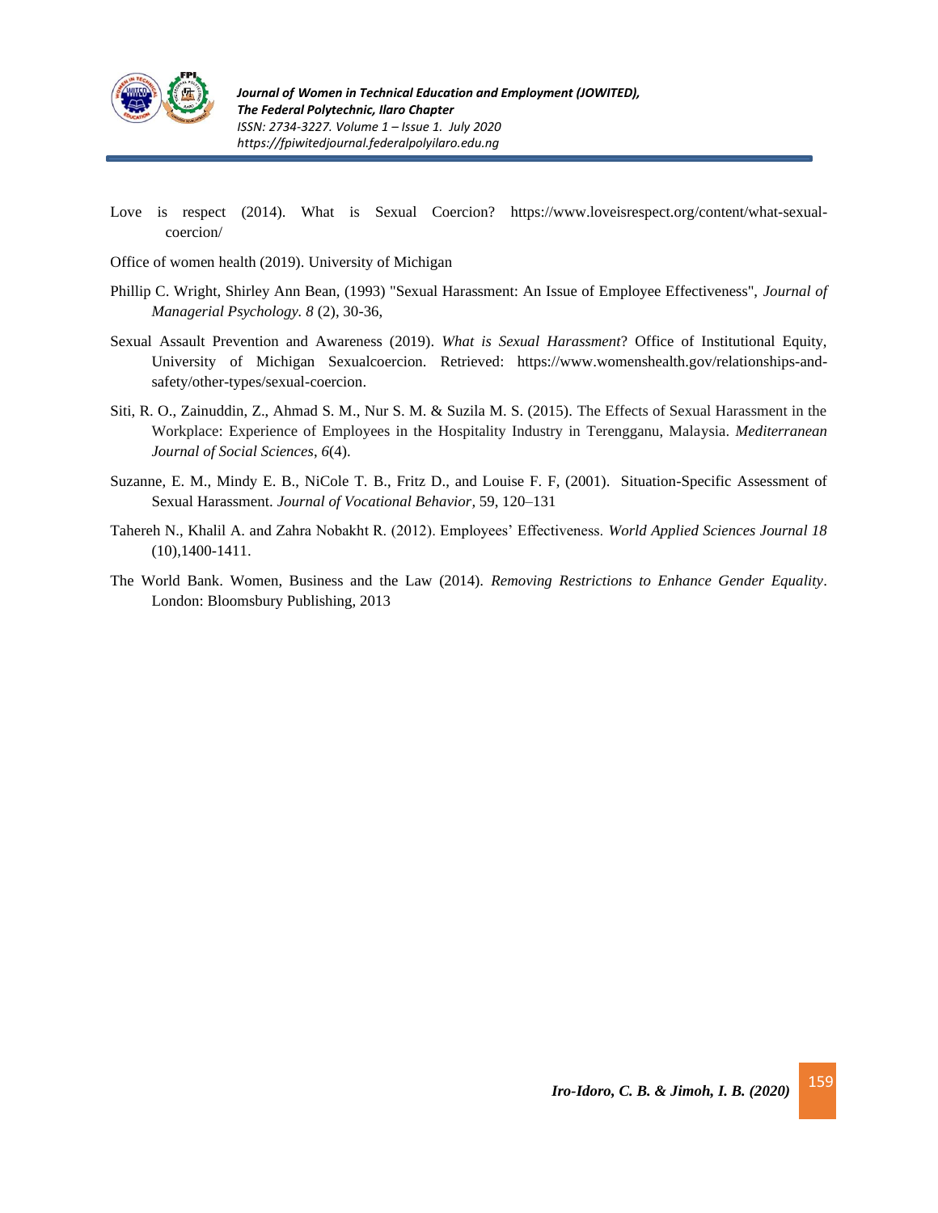Love is respect (2014). What is Sexual Coercion? https://www.loveisrespect.org/content/what-sexual-coercion/

Office of women health (2019). University of Michigan

Phillip C. Wright, Shirley Ann Bean, (1993) "Sexual Harassment: An Issue of Employee Effectiveness", *Journal of Managerial Psychology. 8* (2), 30-36,

Sexual Assault Prevention and Awareness (2019). *What is Sexual Harassment*? Office of Institutional Equity, University of Michigan Sexualcoercion. Retrieved: https://www.womenshealth.gov/relationships-and-safety/other-types/sexual-coercion.

Siti, R. O., Zainuddin, Z., Ahmad S. M., Nur S. M. & Suzila M. S. (2015). The Effects of Sexual Harassment in the Workplace: Experience of Employees in the Hospitality Industry in Terengganu, Malaysia. *Mediterranean Journal of Social Sciences*, *6*(4).

Suzanne, E. M., Mindy E. B., NiCole T. B., Fritz D., and Louise F. F, (2001). Situation-Specific Assessment of Sexual Harassment. *Journal of Vocational Behavior*, 59, 120–131

Tahereh N., Khalil A. and Zahra Nobakht R. (2012). Employees' Effectiveness. *World Applied Sciences Journal 18* (10),1400-1411.

The World Bank. Women, Business and the Law (2014). *Removing Restrictions to Enhance Gender Equality*. London: Bloomsbury Publishing, 2013